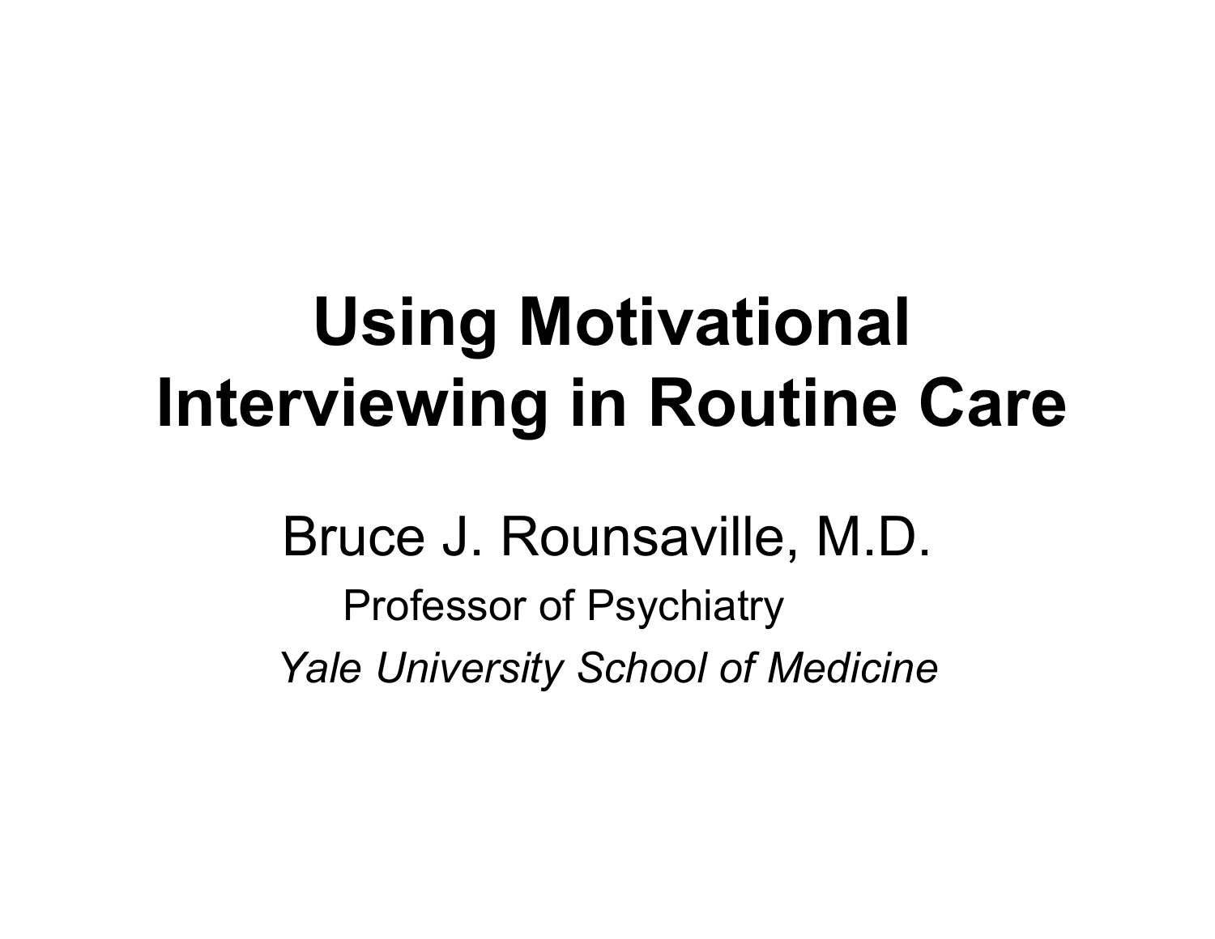# Using Motivational Interviewing in Routine Care

Bruce J. Rounsaville, M.D.

Professor of Psychiatry

*Yale University School of Medicine*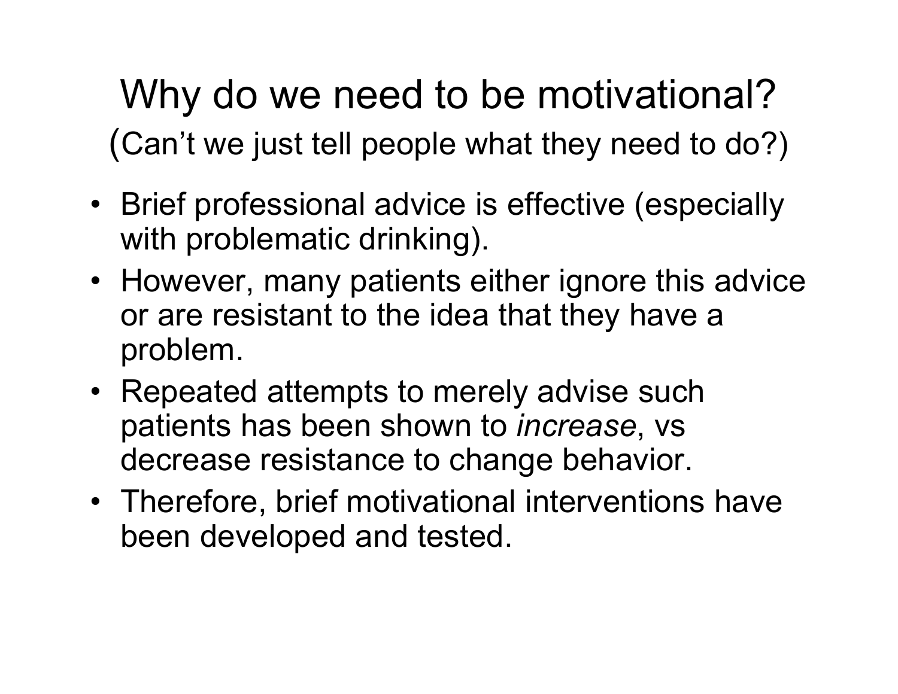# Why do we need to be motivational?

(Can't we just tell people what they need to do?)

- Brief professional advice is effective (especially with problematic drinking).
- However, many patients either ignore this advice or are resistant to the idea that they have a problem.
- Repeated attempts to merely advise such patients has been shown to *increase*, vs decrease resistance to change behavior.
- Therefore, brief motivational interventions have been developed and tested.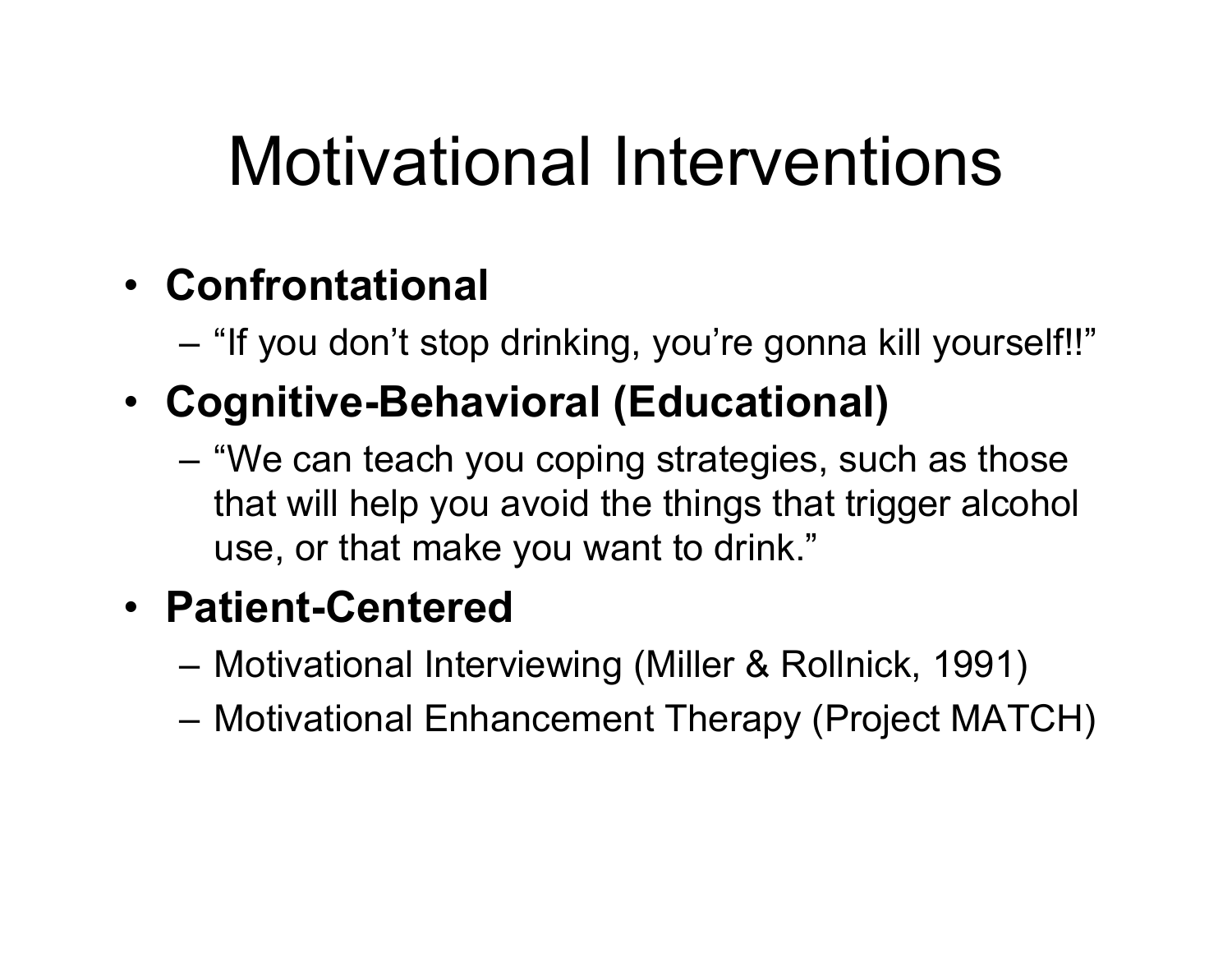# Motivational Interventions

- **Confrontational**
  - "If you don't stop drinking, you're gonna kill yourself!!"
- **Cognitive-Behavioral (Educational)**
  - "We can teach you coping strategies, such as those that will help you avoid the things that trigger alcohol use, or that make you want to drink."
- **Patient-Centered**
  - Motivational Interviewing (Miller & Rollnick, 1991)
  - Motivational Enhancement Therapy (Project MATCH)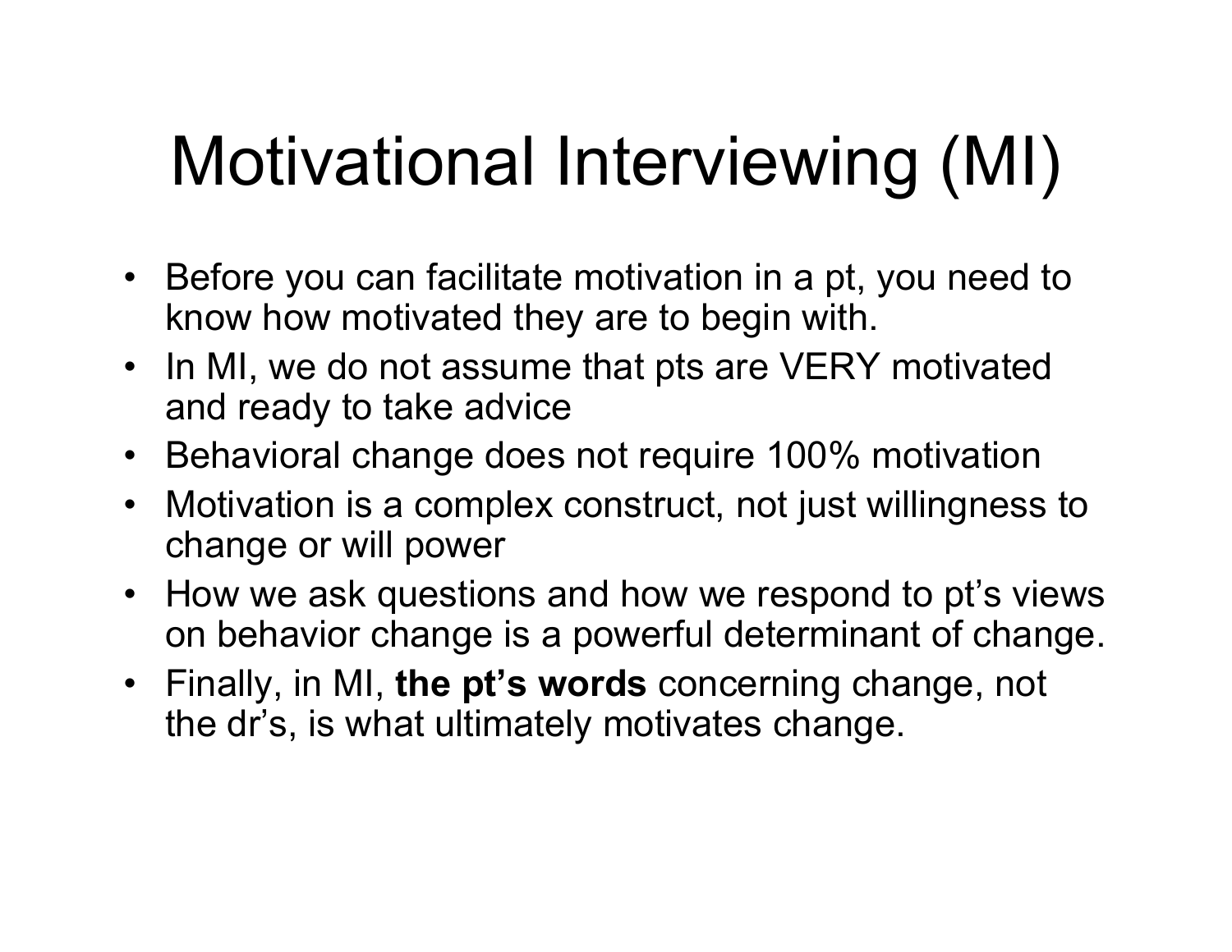# Motivational Interviewing (MI)

- Before you can facilitate motivation in a pt, you need to know how motivated they are to begin with.
- In MI, we do not assume that pts are VERY motivated and ready to take advice
- Behavioral change does not require 100% motivation
- Motivation is a complex construct, not just willingness to change or will power
- How we ask questions and how we respond to pt's views on behavior change is a powerful determinant of change.
- Finally, in MI, **the pt's words** concerning change, not the dr's, is what ultimately motivates change.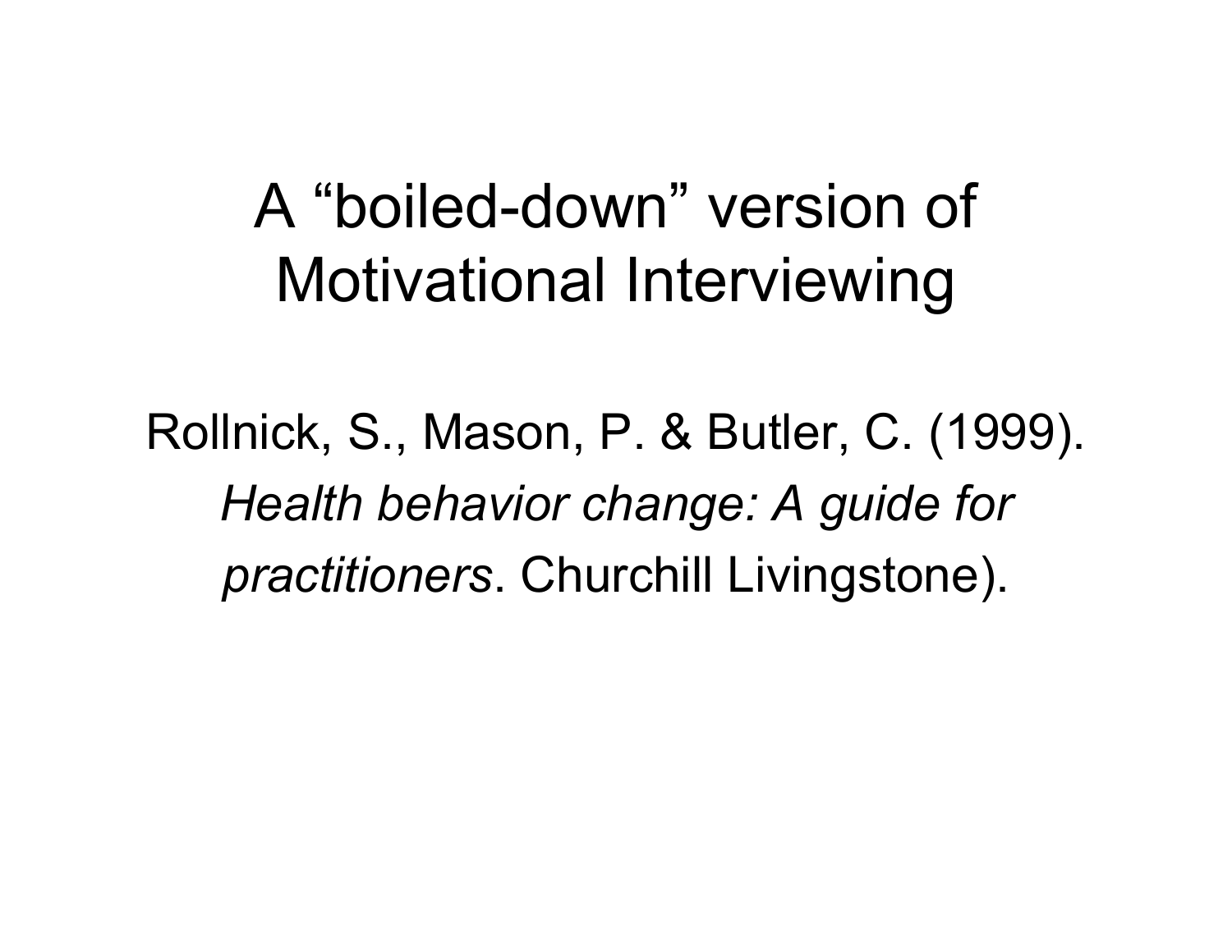# A "boiled-down" version of Motivational Interviewing

Rollnick, S., Mason, P. & Butler, C. (1999). *Health behavior change: A guide for practitioners*. Churchill Livingstone).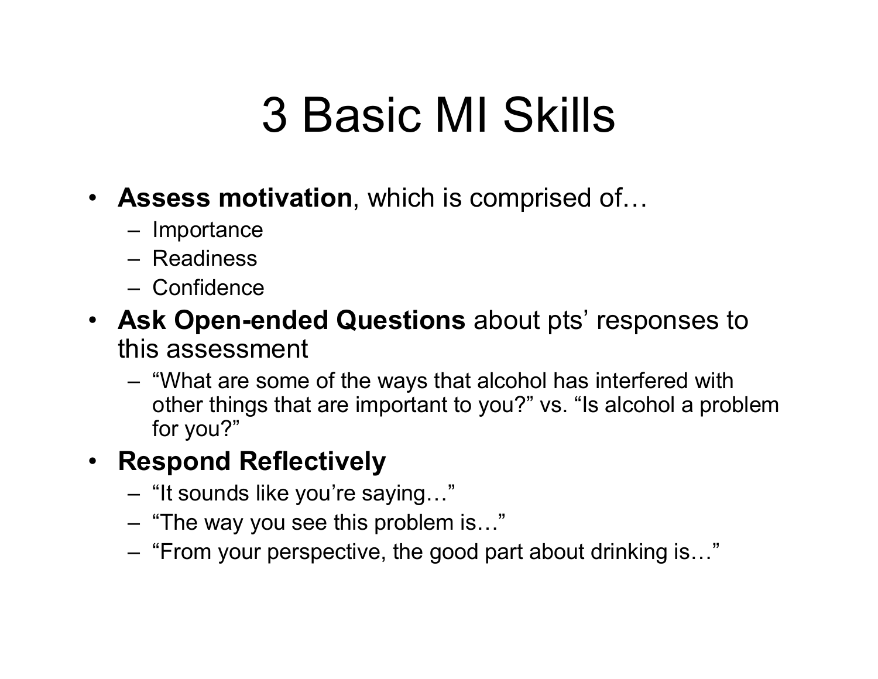# 3 Basic MI Skills

- **Assess motivation**, which is comprised of…
  - Importance
  - Readiness
  - Confidence
- **Ask Open-ended Questions** about pts' responses to this assessment
  - "What are some of the ways that alcohol has interfered with other things that are important to you?" vs. "Is alcohol a problem for you?"
- **Respond Reflectively**
  - "It sounds like you're saying…"
  - "The way you see this problem is…"
  - "From your perspective, the good part about drinking is…"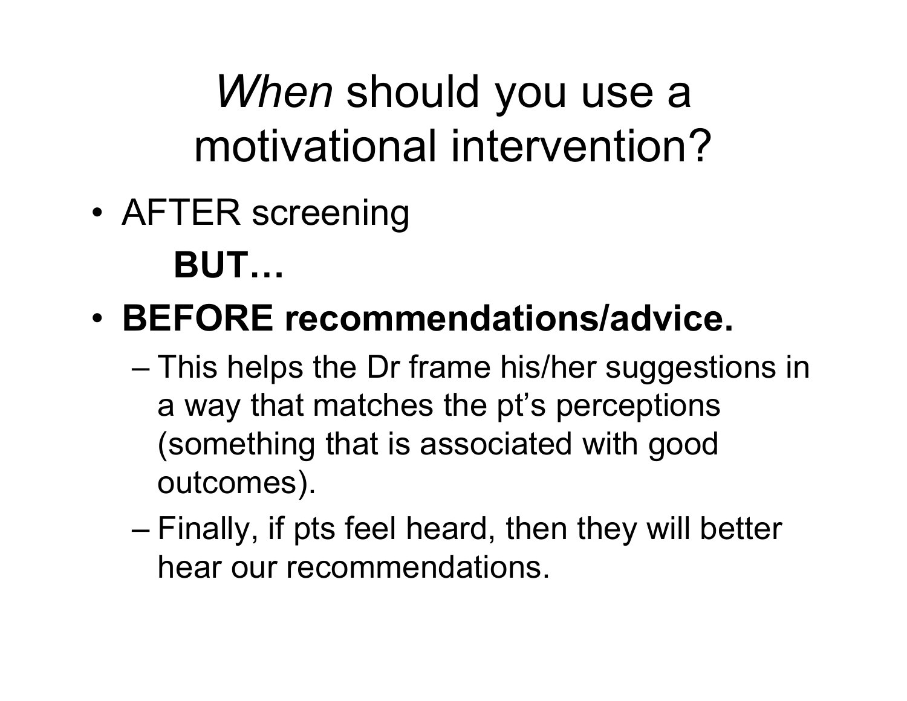# *When* should you use a motivational intervention?

- AFTER screening

  **BUT…**

- **BEFORE recommendations/advice.**
  - This helps the Dr frame his/her suggestions in a way that matches the pt's perceptions (something that is associated with good outcomes).
  - Finally, if pts feel heard, then they will better hear our recommendations.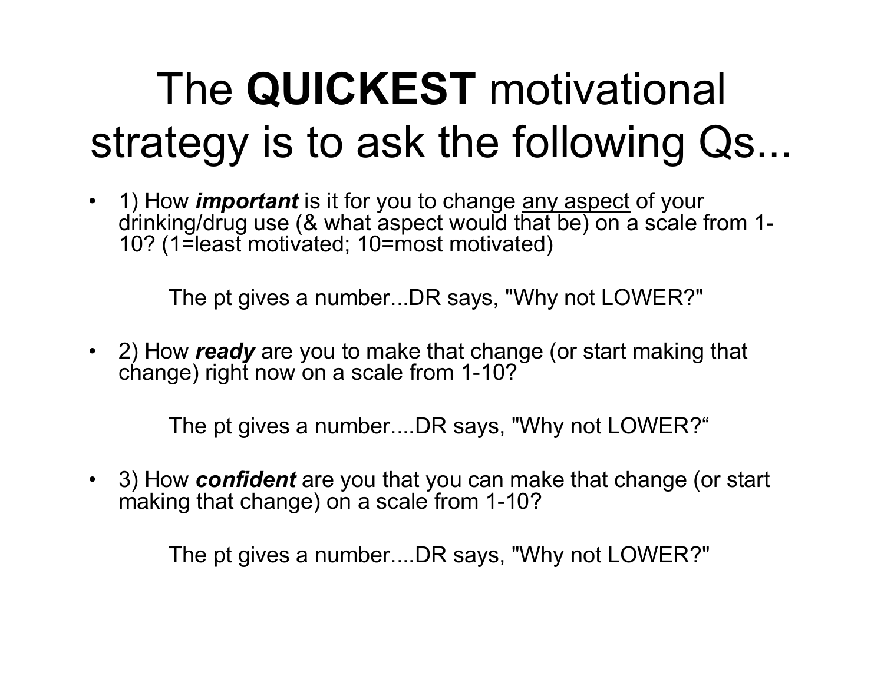# The **QUICKEST** motivational strategy is to ask the following Qs...

- 1) How ***important*** is it for you to change <u>any aspect</u> of your drinking/drug use (& what aspect would that be) on a scale from 1-10? (1=least motivated; 10=most motivated)

  The pt gives a number...DR says, "Why not LOWER?"

- 2) How ***ready*** are you to make that change (or start making that change) right now on a scale from 1-10?

  The pt gives a number....DR says, "Why not LOWER?"

- 3) How ***confident*** are you that you can make that change (or start making that change) on a scale from 1-10?

  The pt gives a number....DR says, "Why not LOWER?"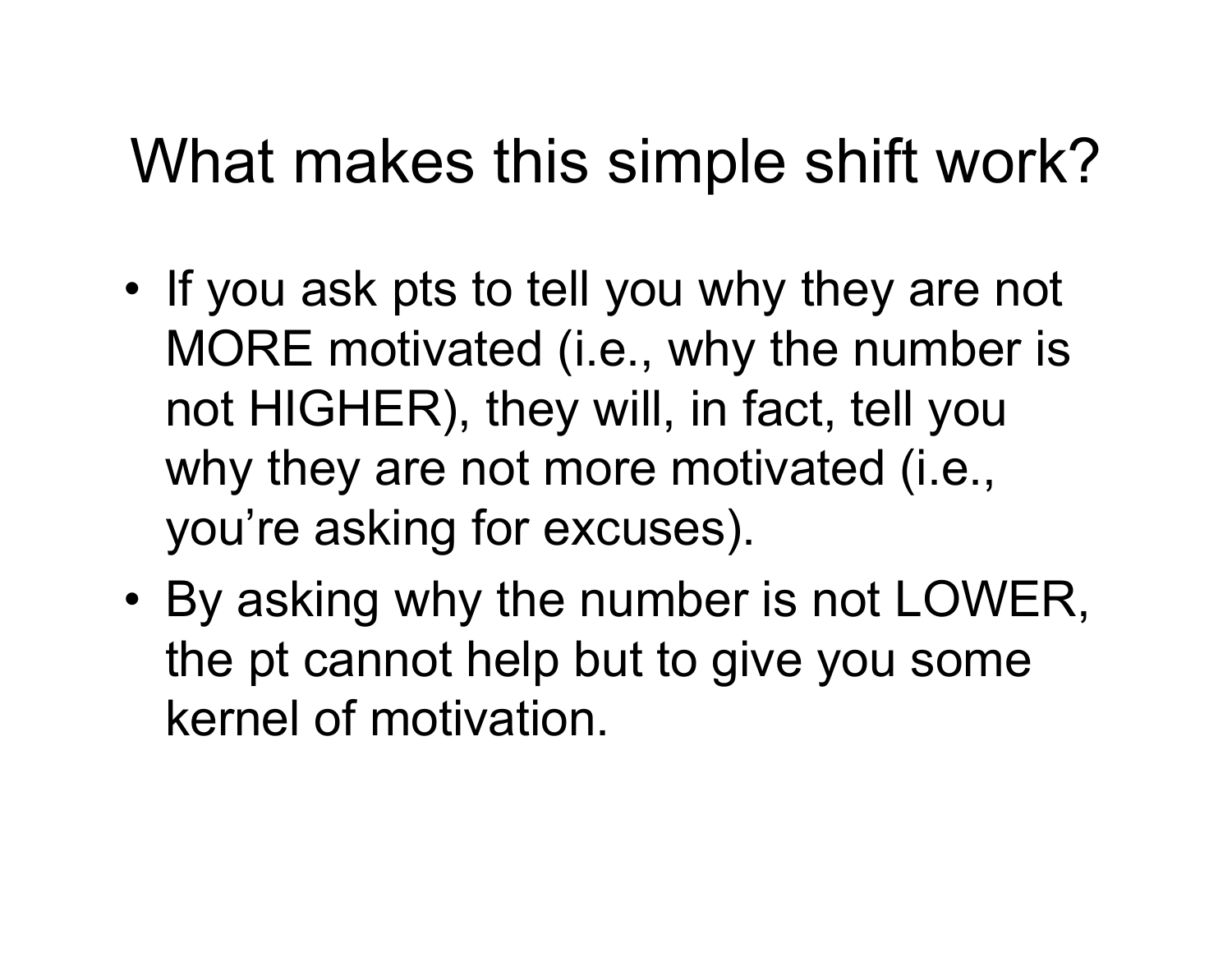# What makes this simple shift work?

- If you ask pts to tell you why they are not MORE motivated (i.e., why the number is not HIGHER), they will, in fact, tell you why they are not more motivated (i.e., you're asking for excuses).
- By asking why the number is not LOWER, the pt cannot help but to give you some kernel of motivation.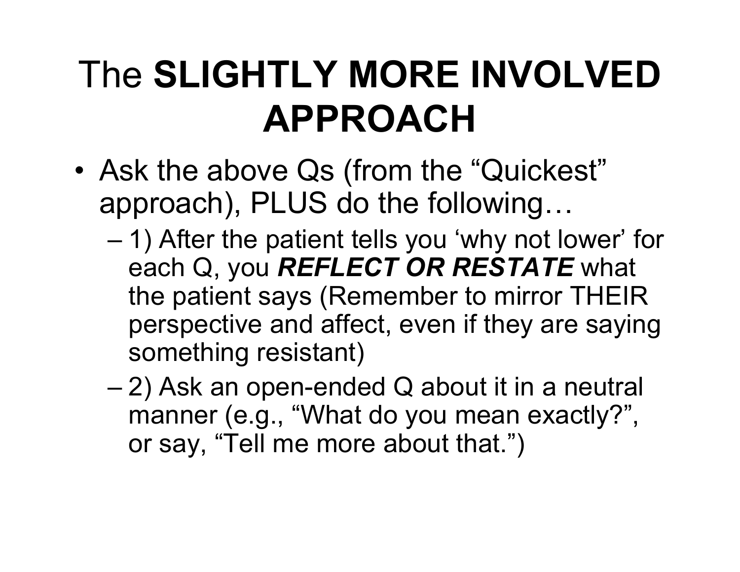# The **SLIGHTLY MORE INVOLVED APPROACH**

- Ask the above Qs (from the "Quickest" approach), PLUS do the following…
  - 1) After the patient tells you 'why not lower' for each Q, you ***REFLECT OR RESTATE*** what the patient says (Remember to mirror THEIR perspective and affect, even if they are saying something resistant)
  - 2) Ask an open-ended Q about it in a neutral manner (e.g., "What do you mean exactly?", or say, "Tell me more about that.")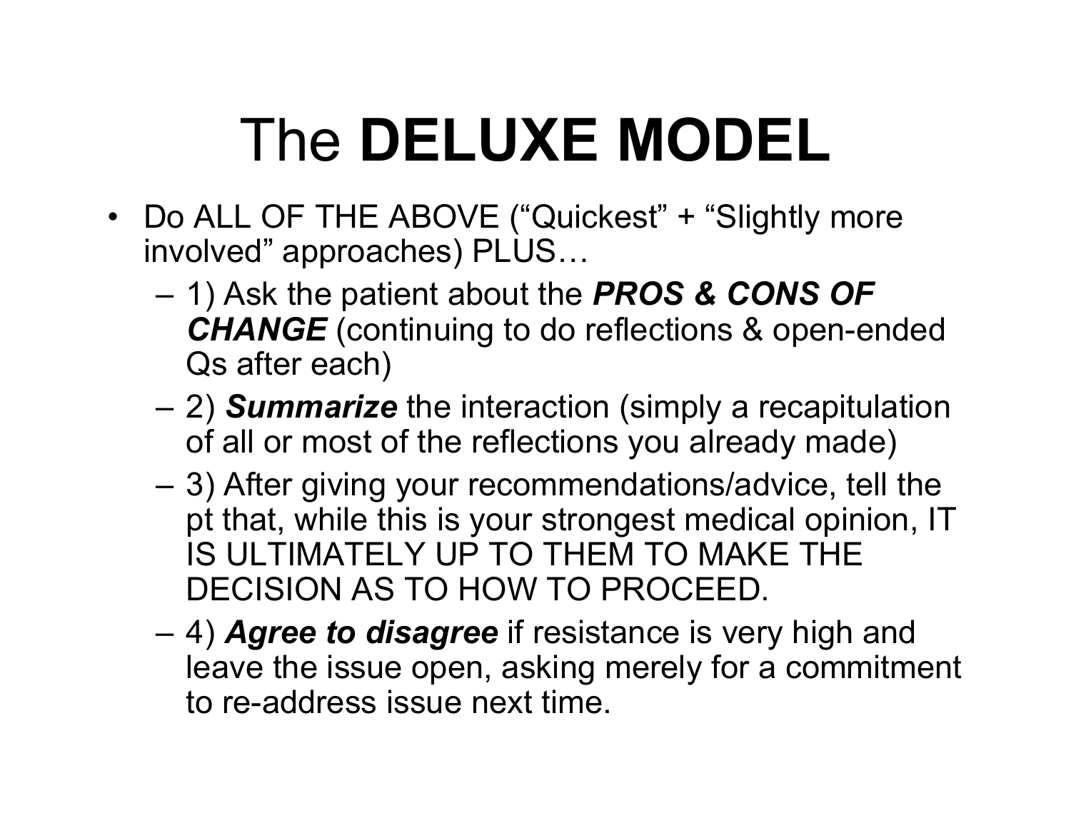# The **DELUXE MODEL**

- Do ALL OF THE ABOVE ("Quickest" + "Slightly more involved" approaches) PLUS…
  - 1) Ask the patient about the ***PROS & CONS OF CHANGE*** (continuing to do reflections & open-ended Qs after each)
  - 2) ***Summarize*** the interaction (simply a recapitulation of all or most of the reflections you already made)
  - 3) After giving your recommendations/advice, tell the pt that, while this is your strongest medical opinion, IT IS ULTIMATELY UP TO THEM TO MAKE THE DECISION AS TO HOW TO PROCEED.
  - 4) ***Agree to disagree*** if resistance is very high and leave the issue open, asking merely for a commitment to re-address issue next time.